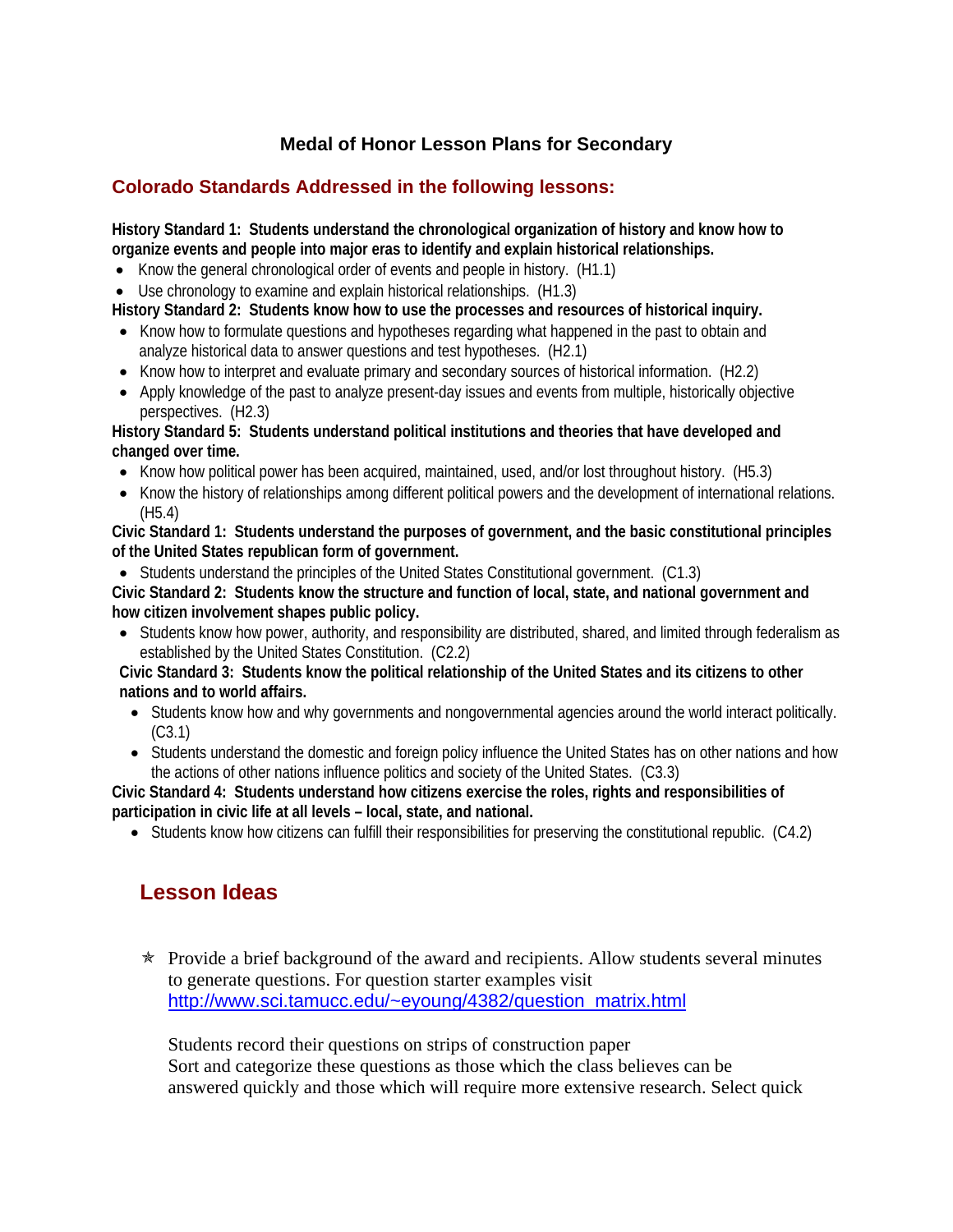# Medal of Honor Lesson Plans for Secondary

## Colorado Standards Addressed in the following lessons:

**History Standard 1: Students understand the chronological organization of history and know how to organize events and people into major eras to identify and explain historical relationships.**

- Know the general chronological order of events and people in history. (H1.1)
- Use chronology to examine and explain historical relationships. (H1.3)

**History Standard 2: Students know how to use the processes and resources of historical inquiry.**

- Know how to formulate questions and hypotheses regarding what happened in the past to obtain and analyze historical data to answer questions and test hypotheses. (H2.1)
- Know how to interpret and evaluate primary and secondary sources of historical information. (H2.2)
- Apply knowledge of the past to analyze present-day issues and events from multiple, historically objective perspectives. (H2.3)

**History Standard 5: Students understand political institutions and theories that have developed and changed over time.**

- Know how political power has been acquired, maintained, used, and/or lost throughout history. (H5.3)
- Know the history of relationships among different political powers and the development of international relations. (H5.4)

**Civic Standard 1: Students understand the purposes of government, and the basic constitutional principles of the United States republican form of government.**

- Students understand the principles of the United States Constitutional government. (C1.3)

**Civic Standard 2: Students know the structure and function of local, state, and national government and how citizen involvement shapes public policy.**

- Students know how power, authority, and responsibility are distributed, shared, and limited through federalism as established by the United States Constitution. (C2.2)

**Civic Standard 3: Students know the political relationship of the United States and its citizens to other nations and to world affairs.**

- Students know how and why governments and nongovernmental agencies around the world interact politically. (C3.1)
- Students understand the domestic and foreign policy influence the United States has on other nations and how the actions of other nations influence politics and society of the United States. (C3.3)

**Civic Standard 4: Students understand how citizens exercise the roles, rights and responsibilities of participation in civic life at all levels – local, state, and national.**

- Students know how citizens can fulfill their responsibilities for preserving the constitutional republic. (C4.2)

## Lesson Ideas

- ✯ Provide a brief background of the award and recipients. Allow students several minutes to generate questions. For question starter examples visit http://www.sci.tamucc.edu/~eyoung/4382/question_matrix.html

  Students record their questions on strips of construction paper
  Sort and categorize these questions as those which the class believes can be answered quickly and those which will require more extensive research. Select quick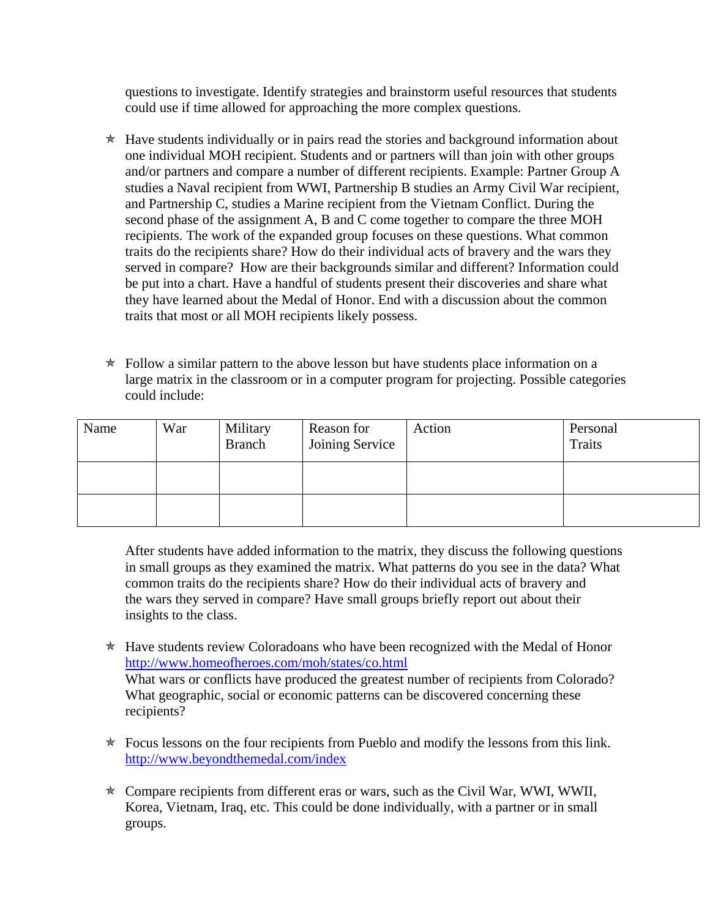questions to investigate. Identify strategies and brainstorm useful resources that students could use if time allowed for approaching the more complex questions.

- Have students individually or in pairs read the stories and background information about one individual MOH recipient. Students and or partners will than join with other groups and/or partners and compare a number of different recipients. Example: Partner Group A studies a Naval recipient from WWI, Partnership B studies an Army Civil War recipient, and Partnership C, studies a Marine recipient from the Vietnam Conflict. During the second phase of the assignment A, B and C come together to compare the three MOH recipients. The work of the expanded group focuses on these questions. What common traits do the recipients share? How do their individual acts of bravery and the wars they served in compare? How are their backgrounds similar and different? Information could be put into a chart. Have a handful of students present their discoveries and share what they have learned about the Medal of Honor. End with a discussion about the common traits that most or all MOH recipients likely possess.

- Follow a similar pattern to the above lesson but have students place information on a large matrix in the classroom or in a computer program for projecting. Possible categories could include:

| Name | War | Military Branch | Reason for Joining Service | Action | Personal Traits |
|---|---|---|---|---|---|
| | | | | | |
| | | | | | |

  After students have added information to the matrix, they discuss the following questions in small groups as they examined the matrix. What patterns do you see in the data? What common traits do the recipients share? How do their individual acts of bravery and the wars they served in compare? Have small groups briefly report out about their insights to the class.

- Have students review Coloradoans who have been recognized with the Medal of Honor http://www.homeofheroes.com/moh/states/co.html
  What wars or conflicts have produced the greatest number of recipients from Colorado? What geographic, social or economic patterns can be discovered concerning these recipients?

- Focus lessons on the four recipients from Pueblo and modify the lessons from this link. http://www.beyondthemedal.com/index

- Compare recipients from different eras or wars, such as the Civil War, WWI, WWII, Korea, Vietnam, Iraq, etc. This could be done individually, with a partner or in small groups.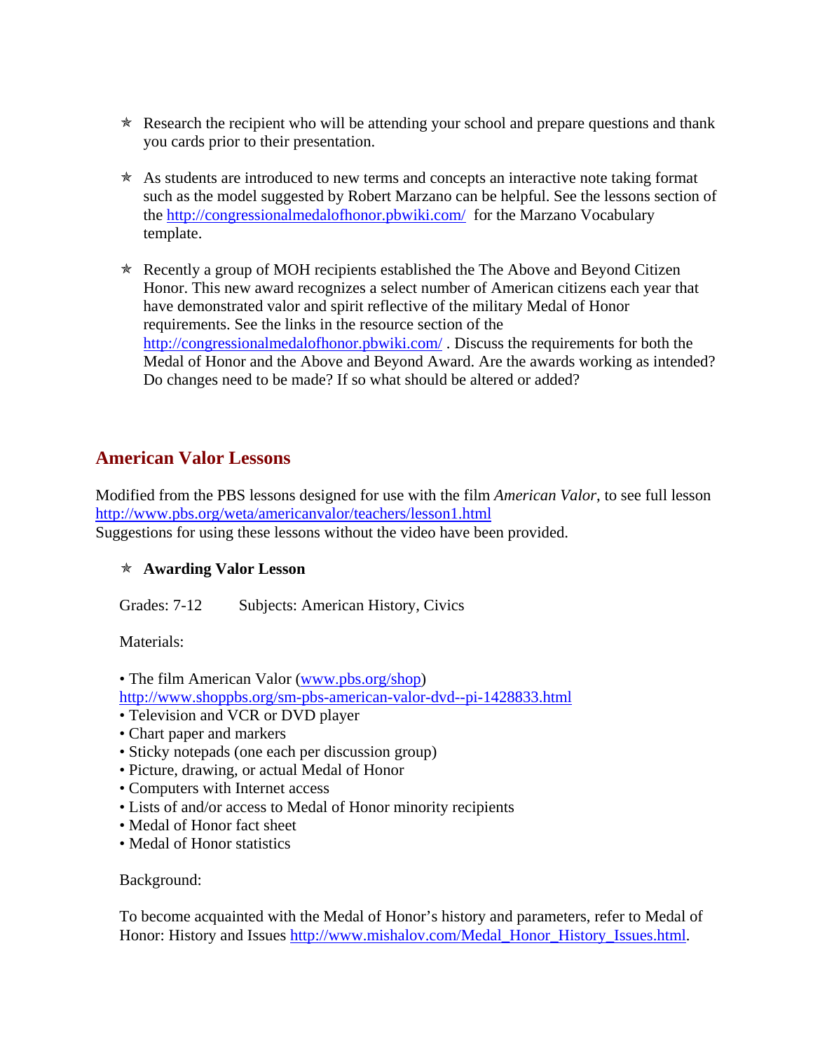- ✯ Research the recipient who will be attending your school and prepare questions and thank you cards prior to their presentation.

- ✯ As students are introduced to new terms and concepts an interactive note taking format such as the model suggested by Robert Marzano can be helpful. See the lessons section of the http://congressionalmedalofhonor.pbwiki.com/ for the Marzano Vocabulary template.

- ✯ Recently a group of MOH recipients established the The Above and Beyond Citizen Honor. This new award recognizes a select number of American citizens each year that have demonstrated valor and spirit reflective of the military Medal of Honor requirements. See the links in the resource section of the http://congressionalmedalofhonor.pbwiki.com/ . Discuss the requirements for both the Medal of Honor and the Above and Beyond Award. Are the awards working as intended? Do changes need to be made? If so what should be altered or added?

## American Valor Lessons

Modified from the PBS lessons designed for use with the film *American Valor*, to see full lesson http://www.pbs.org/weta/americanvalor/teachers/lesson1.html
Suggestions for using these lessons without the video have been provided.

- ✯ **Awarding Valor Lesson**

Grades: 7-12        Subjects: American History, Civics

Materials:

- The film American Valor (www.pbs.org/shop) http://www.shoppbs.org/sm-pbs-american-valor-dvd--pi-1428833.html
- Television and VCR or DVD player
- Chart paper and markers
- Sticky notepads (one each per discussion group)
- Picture, drawing, or actual Medal of Honor
- Computers with Internet access
- Lists of and/or access to Medal of Honor minority recipients
- Medal of Honor fact sheet
- Medal of Honor statistics

Background:

To become acquainted with the Medal of Honor's history and parameters, refer to Medal of Honor: History and Issues http://www.mishalov.com/Medal_Honor_History_Issues.html.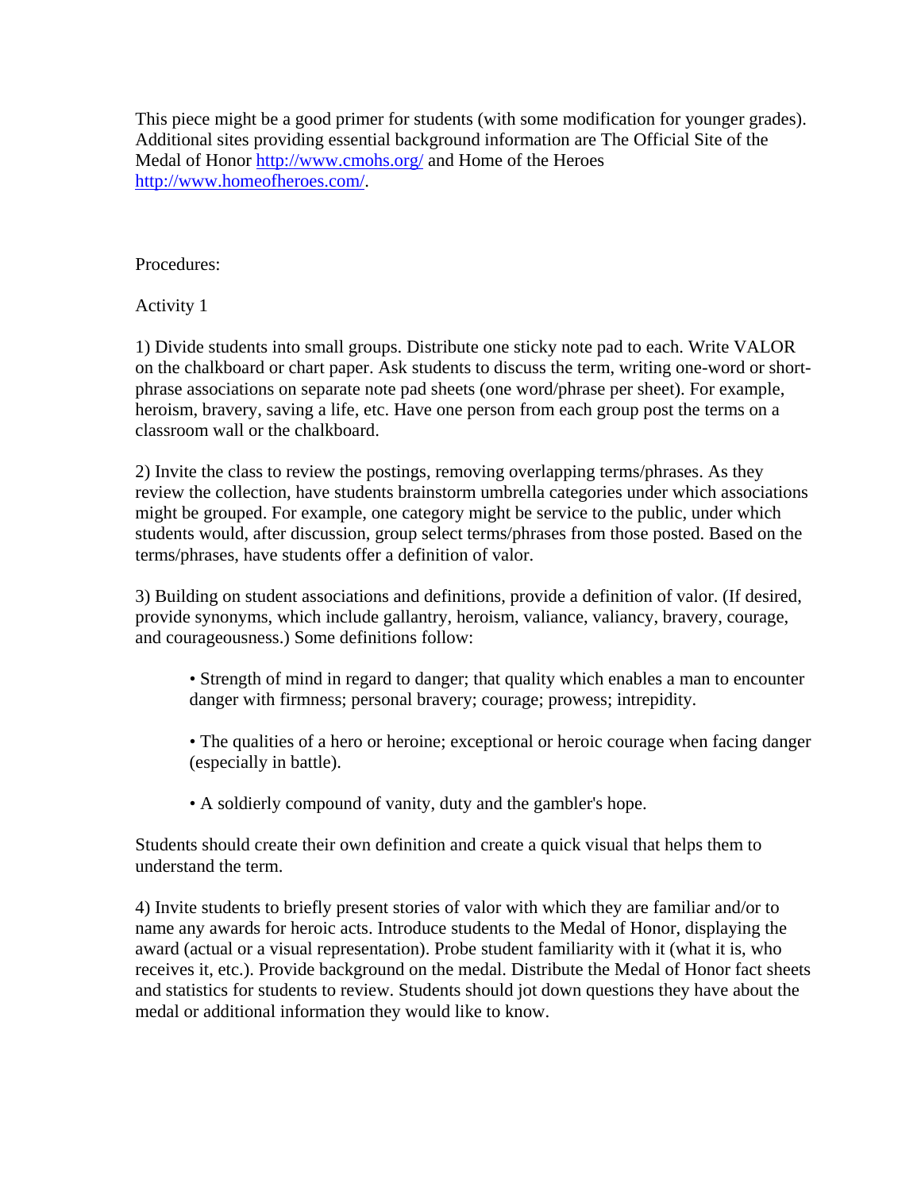This piece might be a good primer for students (with some modification for younger grades). Additional sites providing essential background information are The Official Site of the Medal of Honor http://www.cmohs.org/ and Home of the Heroes http://www.homeofheroes.com/.

Procedures:

Activity 1

1) Divide students into small groups. Distribute one sticky note pad to each. Write VALOR on the chalkboard or chart paper. Ask students to discuss the term, writing one-word or short-phrase associations on separate note pad sheets (one word/phrase per sheet). For example, heroism, bravery, saving a life, etc. Have one person from each group post the terms on a classroom wall or the chalkboard.

2) Invite the class to review the postings, removing overlapping terms/phrases. As they review the collection, have students brainstorm umbrella categories under which associations might be grouped. For example, one category might be service to the public, under which students would, after discussion, group select terms/phrases from those posted. Based on the terms/phrases, have students offer a definition of valor.

3) Building on student associations and definitions, provide a definition of valor. (If desired, provide synonyms, which include gallantry, heroism, valiance, valiancy, bravery, courage, and courageousness.) Some definitions follow:

- Strength of mind in regard to danger; that quality which enables a man to encounter danger with firmness; personal bravery; courage; prowess; intrepidity.

- The qualities of a hero or heroine; exceptional or heroic courage when facing danger (especially in battle).

- A soldierly compound of vanity, duty and the gambler's hope.

Students should create their own definition and create a quick visual that helps them to understand the term.

4) Invite students to briefly present stories of valor with which they are familiar and/or to name any awards for heroic acts. Introduce students to the Medal of Honor, displaying the award (actual or a visual representation). Probe student familiarity with it (what it is, who receives it, etc.). Provide background on the medal. Distribute the Medal of Honor fact sheets and statistics for students to review. Students should jot down questions they have about the medal or additional information they would like to know.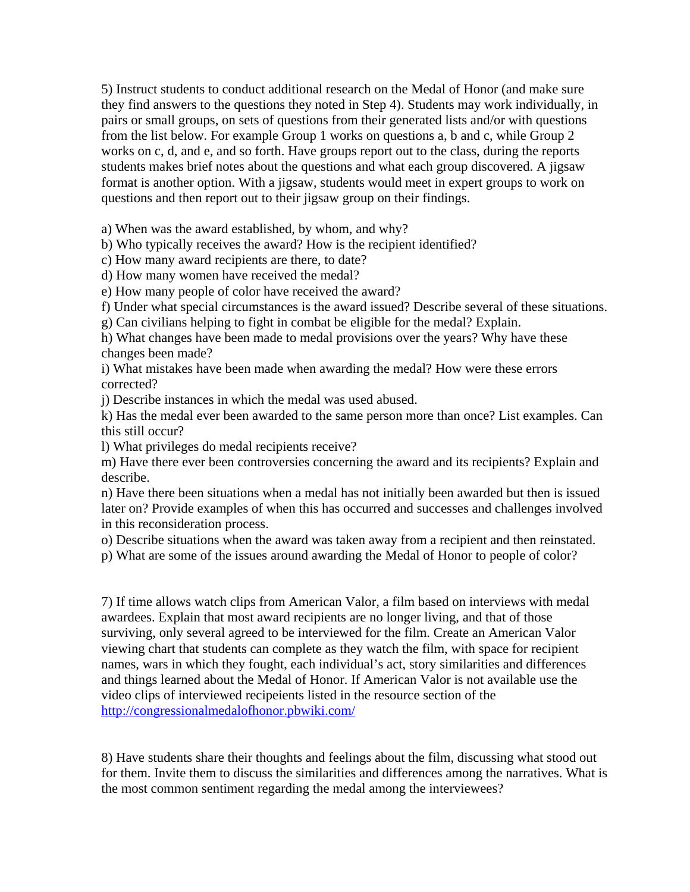5) Instruct students to conduct additional research on the Medal of Honor (and make sure they find answers to the questions they noted in Step 4). Students may work individually, in pairs or small groups, on sets of questions from their generated lists and/or with questions from the list below. For example Group 1 works on questions a, b and c, while Group 2 works on c, d, and e, and so forth. Have groups report out to the class, during the reports students makes brief notes about the questions and what each group discovered. A jigsaw format is another option. With a jigsaw, students would meet in expert groups to work on questions and then report out to their jigsaw group on their findings.

a) When was the award established, by whom, and why?
b) Who typically receives the award? How is the recipient identified?
c) How many award recipients are there, to date?
d) How many women have received the medal?
e) How many people of color have received the award?
f) Under what special circumstances is the award issued? Describe several of these situations.
g) Can civilians helping to fight in combat be eligible for the medal? Explain.
h) What changes have been made to medal provisions over the years? Why have these changes been made?
i) What mistakes have been made when awarding the medal? How were these errors corrected?
j) Describe instances in which the medal was used abused.
k) Has the medal ever been awarded to the same person more than once? List examples. Can this still occur?
l) What privileges do medal recipients receive?
m) Have there ever been controversies concerning the award and its recipients? Explain and describe.
n) Have there been situations when a medal has not initially been awarded but then is issued later on? Provide examples of when this has occurred and successes and challenges involved in this reconsideration process.
o) Describe situations when the award was taken away from a recipient and then reinstated.
p) What are some of the issues around awarding the Medal of Honor to people of color?

7) If time allows watch clips from American Valor, a film based on interviews with medal awardees. Explain that most award recipients are no longer living, and that of those surviving, only several agreed to be interviewed for the film. Create an American Valor viewing chart that students can complete as they watch the film, with space for recipient names, wars in which they fought, each individual's act, story similarities and differences and things learned about the Medal of Honor. If American Valor is not available use the video clips of interviewed recipeients listed in the resource section of the http://congressionalmedalofhonor.pbwiki.com/

8) Have students share their thoughts and feelings about the film, discussing what stood out for them. Invite them to discuss the similarities and differences among the narratives. What is the most common sentiment regarding the medal among the interviewees?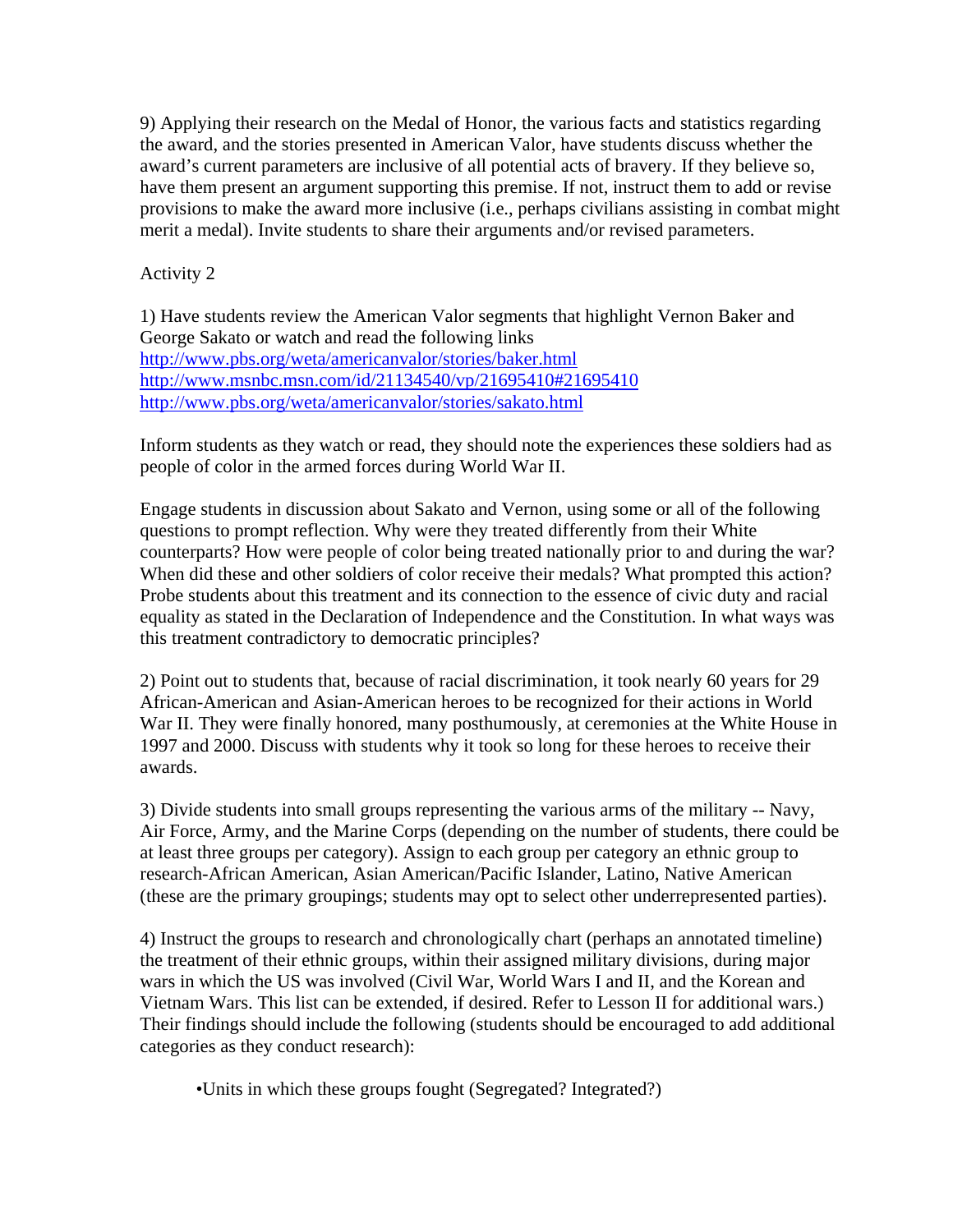9) Applying their research on the Medal of Honor, the various facts and statistics regarding the award, and the stories presented in American Valor, have students discuss whether the award's current parameters are inclusive of all potential acts of bravery. If they believe so, have them present an argument supporting this premise. If not, instruct them to add or revise provisions to make the award more inclusive (i.e., perhaps civilians assisting in combat might merit a medal). Invite students to share their arguments and/or revised parameters.

Activity 2

1) Have students review the American Valor segments that highlight Vernon Baker and George Sakato or watch and read the following links
http://www.pbs.org/weta/americanvalor/stories/baker.html
http://www.msnbc.msn.com/id/21134540/vp/21695410#21695410
http://www.pbs.org/weta/americanvalor/stories/sakato.html

Inform students as they watch or read, they should note the experiences these soldiers had as people of color in the armed forces during World War II.

Engage students in discussion about Sakato and Vernon, using some or all of the following questions to prompt reflection. Why were they treated differently from their White counterparts? How were people of color being treated nationally prior to and during the war? When did these and other soldiers of color receive their medals? What prompted this action? Probe students about this treatment and its connection to the essence of civic duty and racial equality as stated in the Declaration of Independence and the Constitution. In what ways was this treatment contradictory to democratic principles?

2) Point out to students that, because of racial discrimination, it took nearly 60 years for 29 African-American and Asian-American heroes to be recognized for their actions in World War II. They were finally honored, many posthumously, at ceremonies at the White House in 1997 and 2000. Discuss with students why it took so long for these heroes to receive their awards.

3) Divide students into small groups representing the various arms of the military -- Navy, Air Force, Army, and the Marine Corps (depending on the number of students, there could be at least three groups per category). Assign to each group per category an ethnic group to research-African American, Asian American/Pacific Islander, Latino, Native American (these are the primary groupings; students may opt to select other underrepresented parties).

4) Instruct the groups to research and chronologically chart (perhaps an annotated timeline) the treatment of their ethnic groups, within their assigned military divisions, during major wars in which the US was involved (Civil War, World Wars I and II, and the Korean and Vietnam Wars. This list can be extended, if desired. Refer to Lesson II for additional wars.) Their findings should include the following (students should be encouraged to add additional categories as they conduct research):

- Units in which these groups fought (Segregated? Integrated?)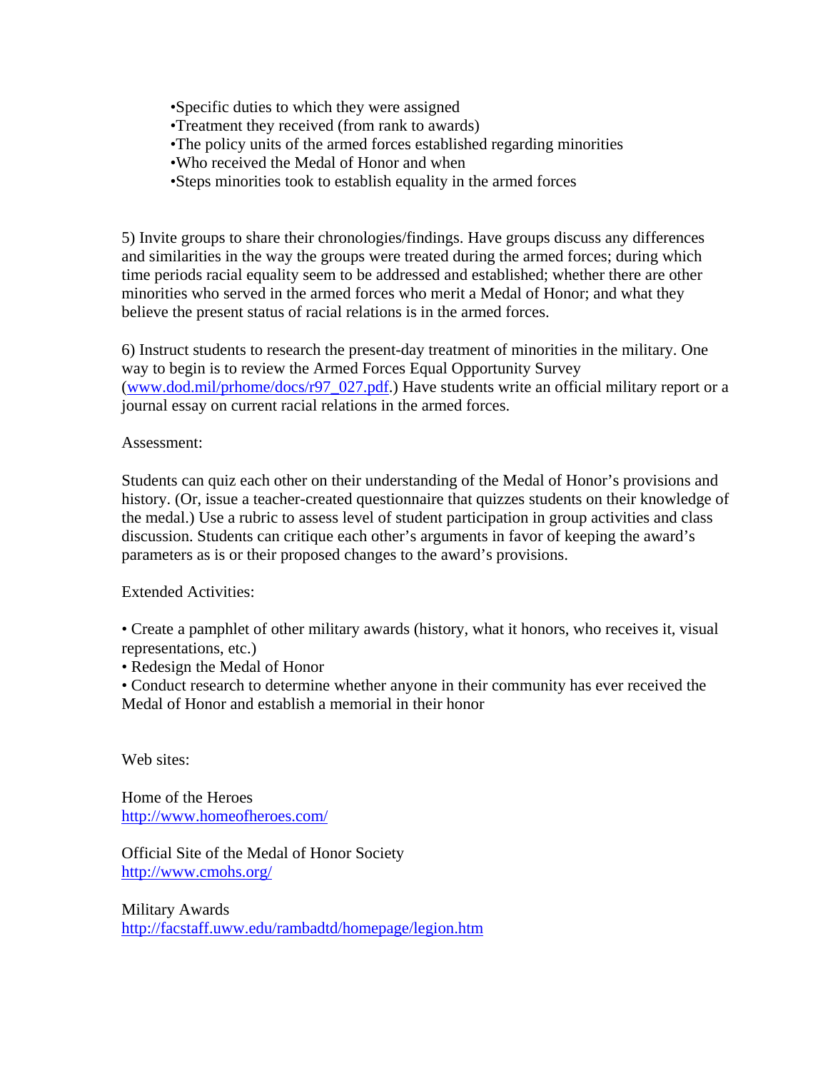- Specific duties to which they were assigned
- Treatment they received (from rank to awards)
- The policy units of the armed forces established regarding minorities
- Who received the Medal of Honor and when
- Steps minorities took to establish equality in the armed forces

5) Invite groups to share their chronologies/findings. Have groups discuss any differences and similarities in the way the groups were treated during the armed forces; during which time periods racial equality seem to be addressed and established; whether there are other minorities who served in the armed forces who merit a Medal of Honor; and what they believe the present status of racial relations is in the armed forces.

6) Instruct students to research the present-day treatment of minorities in the military. One way to begin is to review the Armed Forces Equal Opportunity Survey (www.dod.mil/prhome/docs/r97_027.pdf.) Have students write an official military report or a journal essay on current racial relations in the armed forces.

Assessment:

Students can quiz each other on their understanding of the Medal of Honor's provisions and history. (Or, issue a teacher-created questionnaire that quizzes students on their knowledge of the medal.) Use a rubric to assess level of student participation in group activities and class discussion. Students can critique each other's arguments in favor of keeping the award's parameters as is or their proposed changes to the award's provisions.

Extended Activities:

- Create a pamphlet of other military awards (history, what it honors, who receives it, visual representations, etc.)
- Redesign the Medal of Honor
- Conduct research to determine whether anyone in their community has ever received the Medal of Honor and establish a memorial in their honor

Web sites:

Home of the Heroes
http://www.homeofheroes.com/

Official Site of the Medal of Honor Society
http://www.cmohs.org/

Military Awards
http://facstaff.uww.edu/rambadtd/homepage/legion.htm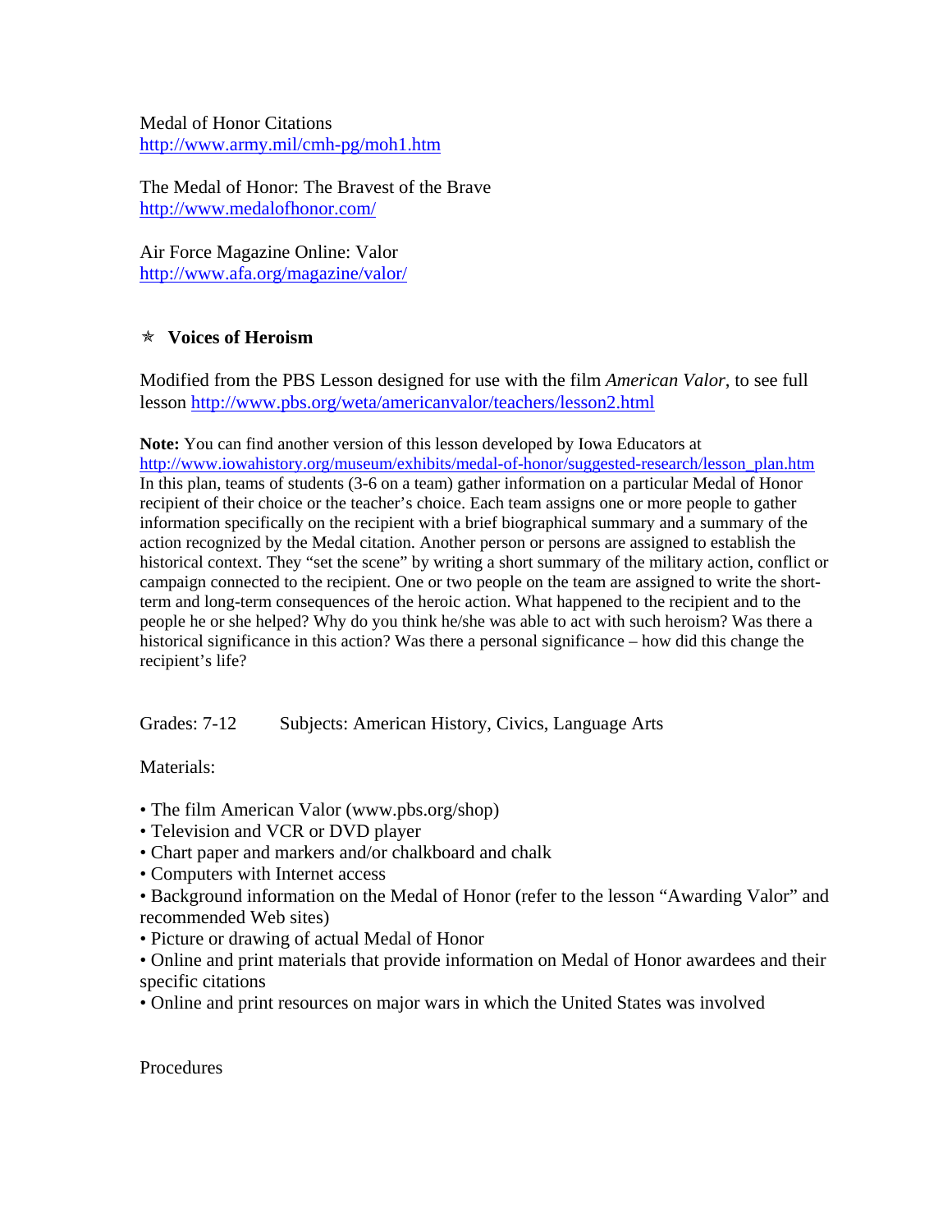Medal of Honor Citations
http://www.army.mil/cmh-pg/moh1.htm

The Medal of Honor: The Bravest of the Brave
http://www.medalofhonor.com/

Air Force Magazine Online: Valor
http://www.afa.org/magazine/valor/

## ✯ Voices of Heroism

Modified from the PBS Lesson designed for use with the film *American Valor*, to see full lesson http://www.pbs.org/weta/americanvalor/teachers/lesson2.html

**Note:** You can find another version of this lesson developed by Iowa Educators at http://www.iowahistory.org/museum/exhibits/medal-of-honor/suggested-research/lesson_plan.htm In this plan, teams of students (3-6 on a team) gather information on a particular Medal of Honor recipient of their choice or the teacher's choice. Each team assigns one or more people to gather information specifically on the recipient with a brief biographical summary and a summary of the action recognized by the Medal citation. Another person or persons are assigned to establish the historical context. They "set the scene" by writing a short summary of the military action, conflict or campaign connected to the recipient. One or two people on the team are assigned to write the short-term and long-term consequences of the heroic action. What happened to the recipient and to the people he or she helped? Why do you think he/she was able to act with such heroism? Was there a historical significance in this action? Was there a personal significance – how did this change the recipient's life?

Grades: 7-12 Subjects: American History, Civics, Language Arts

Materials:

- The film American Valor (www.pbs.org/shop)
- Television and VCR or DVD player
- Chart paper and markers and/or chalkboard and chalk
- Computers with Internet access
- Background information on the Medal of Honor (refer to the lesson "Awarding Valor" and recommended Web sites)
- Picture or drawing of actual Medal of Honor
- Online and print materials that provide information on Medal of Honor awardees and their specific citations
- Online and print resources on major wars in which the United States was involved

Procedures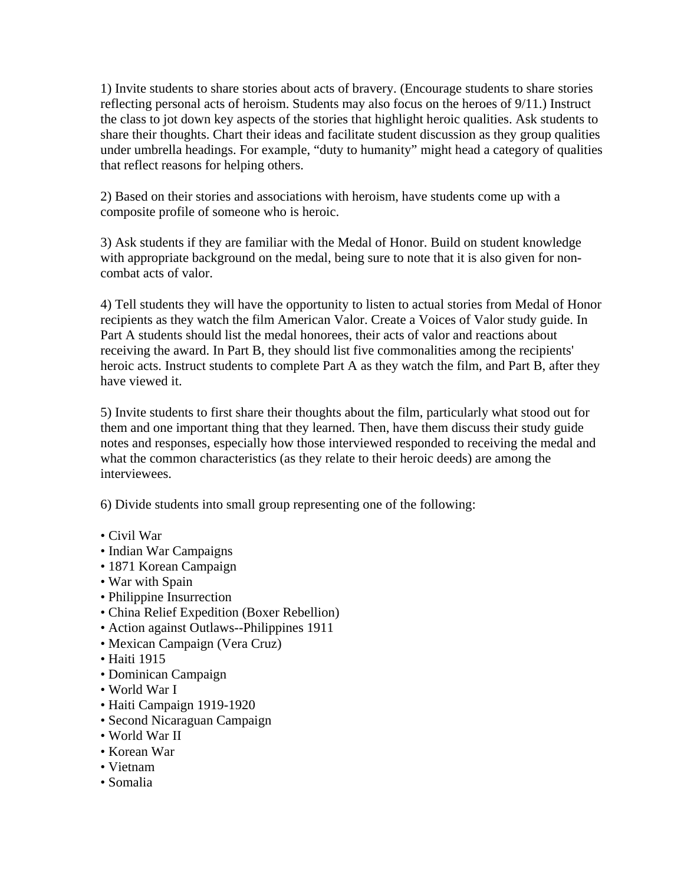1) Invite students to share stories about acts of bravery. (Encourage students to share stories reflecting personal acts of heroism. Students may also focus on the heroes of 9/11.) Instruct the class to jot down key aspects of the stories that highlight heroic qualities. Ask students to share their thoughts. Chart their ideas and facilitate student discussion as they group qualities under umbrella headings. For example, “duty to humanity” might head a category of qualities that reflect reasons for helping others.

2) Based on their stories and associations with heroism, have students come up with a composite profile of someone who is heroic.

3) Ask students if they are familiar with the Medal of Honor. Build on student knowledge with appropriate background on the medal, being sure to note that it is also given for non-combat acts of valor.

4) Tell students they will have the opportunity to listen to actual stories from Medal of Honor recipients as they watch the film American Valor. Create a Voices of Valor study guide. In Part A students should list the medal honorees, their acts of valor and reactions about receiving the award. In Part B, they should list five commonalities among the recipients' heroic acts. Instruct students to complete Part A as they watch the film, and Part B, after they have viewed it.

5) Invite students to first share their thoughts about the film, particularly what stood out for them and one important thing that they learned. Then, have them discuss their study guide notes and responses, especially how those interviewed responded to receiving the medal and what the common characteristics (as they relate to their heroic deeds) are among the interviewees.

6) Divide students into small group representing one of the following:

- Civil War
- Indian War Campaigns
- 1871 Korean Campaign
- War with Spain
- Philippine Insurrection
- China Relief Expedition (Boxer Rebellion)
- Action against Outlaws--Philippines 1911
- Mexican Campaign (Vera Cruz)
- Haiti 1915
- Dominican Campaign
- World War I
- Haiti Campaign 1919-1920
- Second Nicaraguan Campaign
- World War II
- Korean War
- Vietnam
- Somalia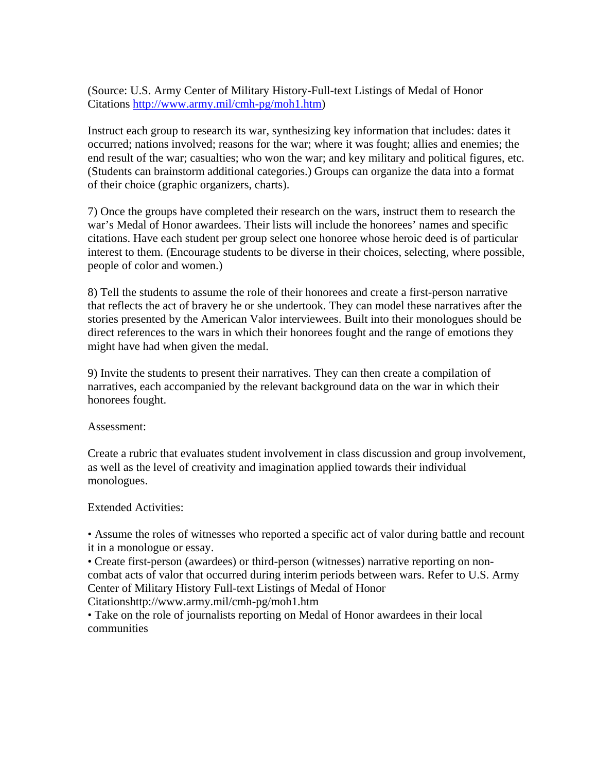(Source: U.S. Army Center of Military History-Full-text Listings of Medal of Honor Citations [http://www.army.mil/cmh-pg/moh1.htm](http://www.army.mil/cmh-pg/moh1.htm))

Instruct each group to research its war, synthesizing key information that includes: dates it occurred; nations involved; reasons for the war; where it was fought; allies and enemies; the end result of the war; casualties; who won the war; and key military and political figures, etc. (Students can brainstorm additional categories.) Groups can organize the data into a format of their choice (graphic organizers, charts).

7) Once the groups have completed their research on the wars, instruct them to research the war's Medal of Honor awardees. Their lists will include the honorees' names and specific citations. Have each student per group select one honoree whose heroic deed is of particular interest to them. (Encourage students to be diverse in their choices, selecting, where possible, people of color and women.)

8) Tell the students to assume the role of their honorees and create a first-person narrative that reflects the act of bravery he or she undertook. They can model these narratives after the stories presented by the American Valor interviewees. Built into their monologues should be direct references to the wars in which their honorees fought and the range of emotions they might have had when given the medal.

9) Invite the students to present their narratives. They can then create a compilation of narratives, each accompanied by the relevant background data on the war in which their honorees fought.

Assessment:

Create a rubric that evaluates student involvement in class discussion and group involvement, as well as the level of creativity and imagination applied towards their individual monologues.

Extended Activities:

- Assume the roles of witnesses who reported a specific act of valor during battle and recount it in a monologue or essay.
- Create first-person (awardees) or third-person (witnesses) narrative reporting on non-combat acts of valor that occurred during interim periods between wars. Refer to U.S. Army Center of Military History Full-text Listings of Medal of Honor Citationshttp://www.army.mil/cmh-pg/moh1.htm
- Take on the role of journalists reporting on Medal of Honor awardees in their local communities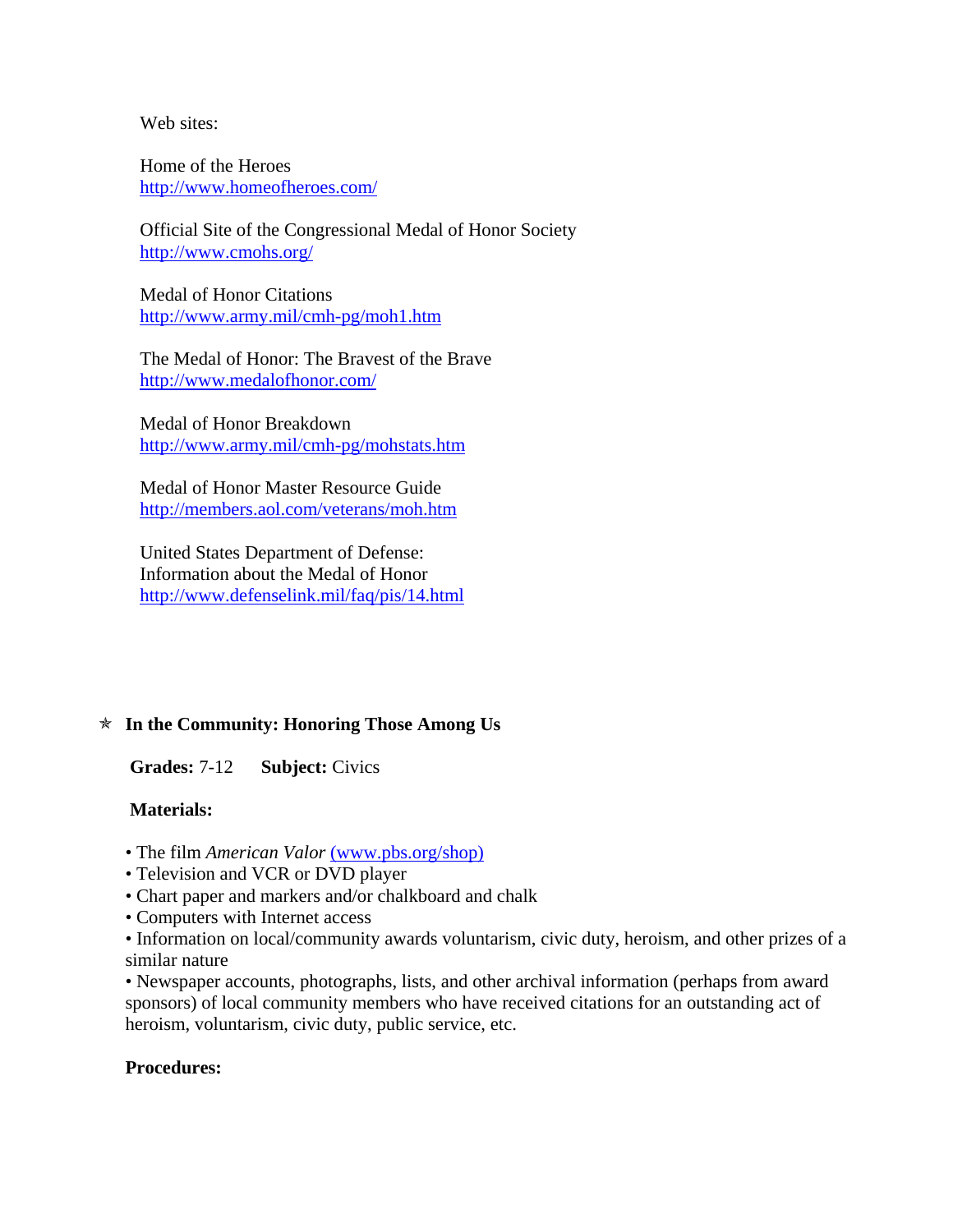Web sites:

Home of the Heroes
http://www.homeofheroes.com/

Official Site of the Congressional Medal of Honor Society
http://www.cmohs.org/

Medal of Honor Citations
http://www.army.mil/cmh-pg/moh1.htm

The Medal of Honor: The Bravest of the Brave
http://www.medalofhonor.com/

Medal of Honor Breakdown
http://www.army.mil/cmh-pg/mohstats.htm

Medal of Honor Master Resource Guide
http://members.aol.com/veterans/moh.htm

United States Department of Defense:
Information about the Medal of Honor
http://www.defenselink.mil/faq/pis/14.html

## ✮ In the Community: Honoring Those Among Us

**Grades:** 7-12 **Subject:** Civics

**Materials:**

- The film *American Valor* (www.pbs.org/shop)
- Television and VCR or DVD player
- Chart paper and markers and/or chalkboard and chalk
- Computers with Internet access
- Information on local/community awards voluntarism, civic duty, heroism, and other prizes of a similar nature
- Newspaper accounts, photographs, lists, and other archival information (perhaps from award sponsors) of local community members who have received citations for an outstanding act of heroism, voluntarism, civic duty, public service, etc.

**Procedures:**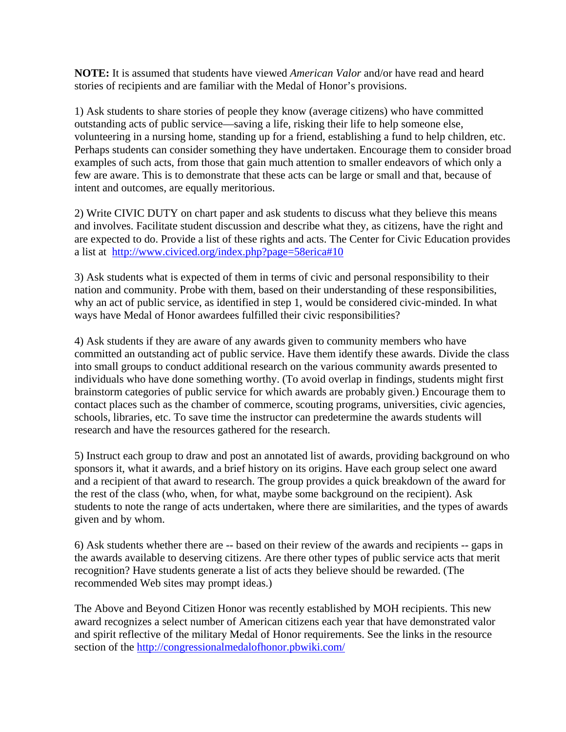**NOTE:** It is assumed that students have viewed *American Valor* and/or have read and heard stories of recipients and are familiar with the Medal of Honor's provisions.

1) Ask students to share stories of people they know (average citizens) who have committed outstanding acts of public service—saving a life, risking their life to help someone else, volunteering in a nursing home, standing up for a friend, establishing a fund to help children, etc. Perhaps students can consider something they have undertaken. Encourage them to consider broad examples of such acts, from those that gain much attention to smaller endeavors of which only a few are aware. This is to demonstrate that these acts can be large or small and that, because of intent and outcomes, are equally meritorious.

2) Write CIVIC DUTY on chart paper and ask students to discuss what they believe this means and involves. Facilitate student discussion and describe what they, as citizens, have the right and are expected to do. Provide a list of these rights and acts. The Center for Civic Education provides a list at [http://www.civiced.org/index.php?page=58erica#10](http://www.civiced.org/index.php?page=58erica#10)

3) Ask students what is expected of them in terms of civic and personal responsibility to their nation and community. Probe with them, based on their understanding of these responsibilities, why an act of public service, as identified in step 1, would be considered civic-minded. In what ways have Medal of Honor awardees fulfilled their civic responsibilities?

4) Ask students if they are aware of any awards given to community members who have committed an outstanding act of public service. Have them identify these awards. Divide the class into small groups to conduct additional research on the various community awards presented to individuals who have done something worthy. (To avoid overlap in findings, students might first brainstorm categories of public service for which awards are probably given.) Encourage them to contact places such as the chamber of commerce, scouting programs, universities, civic agencies, schools, libraries, etc. To save time the instructor can predetermine the awards students will research and have the resources gathered for the research.

5) Instruct each group to draw and post an annotated list of awards, providing background on who sponsors it, what it awards, and a brief history on its origins. Have each group select one award and a recipient of that award to research. The group provides a quick breakdown of the award for the rest of the class (who, when, for what, maybe some background on the recipient). Ask students to note the range of acts undertaken, where there are similarities, and the types of awards given and by whom.

6) Ask students whether there are -- based on their review of the awards and recipients -- gaps in the awards available to deserving citizens. Are there other types of public service acts that merit recognition? Have students generate a list of acts they believe should be rewarded. (The recommended Web sites may prompt ideas.)

The Above and Beyond Citizen Honor was recently established by MOH recipients. This new award recognizes a select number of American citizens each year that have demonstrated valor and spirit reflective of the military Medal of Honor requirements. See the links in the resource section of the [http://congressionalmedalofhonor.pbwiki.com/](http://congressionalmedalofhonor.pbwiki.com/)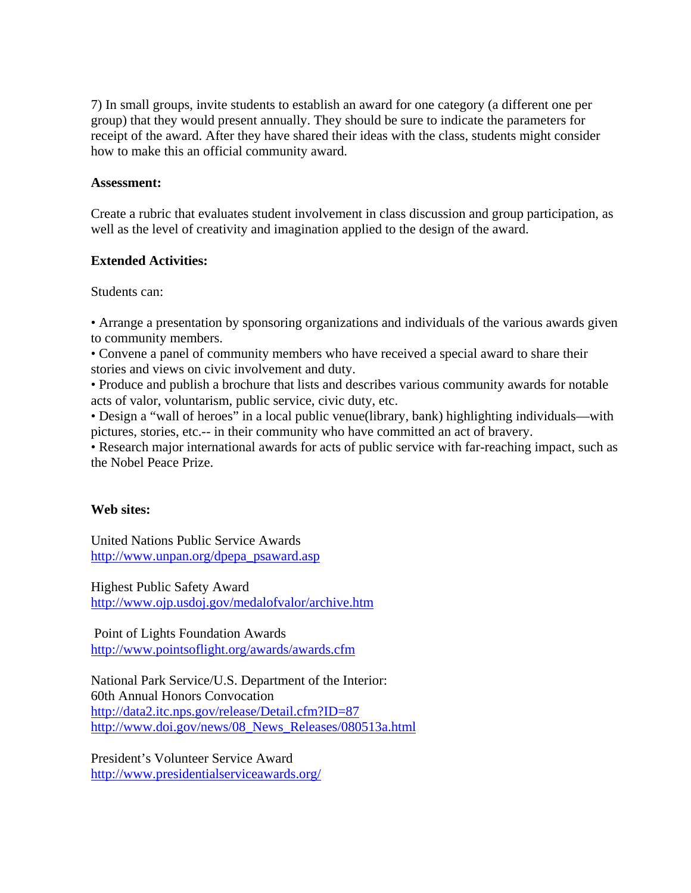7) In small groups, invite students to establish an award for one category (a different one per group) that they would present annually. They should be sure to indicate the parameters for receipt of the award. After they have shared their ideas with the class, students might consider how to make this an official community award.

**Assessment:**

Create a rubric that evaluates student involvement in class discussion and group participation, as well as the level of creativity and imagination applied to the design of the award.

**Extended Activities:**

Students can:

- Arrange a presentation by sponsoring organizations and individuals of the various awards given to community members.
- Convene a panel of community members who have received a special award to share their stories and views on civic involvement and duty.
- Produce and publish a brochure that lists and describes various community awards for notable acts of valor, voluntarism, public service, civic duty, etc.
- Design a "wall of heroes" in a local public venue(library, bank) highlighting individuals—with pictures, stories, etc.-- in their community who have committed an act of bravery.
- Research major international awards for acts of public service with far-reaching impact, such as the Nobel Peace Prize.

**Web sites:**

United Nations Public Service Awards
http://www.unpan.org/dpepa_psaward.asp

Highest Public Safety Award
http://www.ojp.usdoj.gov/medalofvalor/archive.htm

Point of Lights Foundation Awards
http://www.pointsoflight.org/awards/awards.cfm

National Park Service/U.S. Department of the Interior:
60th Annual Honors Convocation
http://data2.itc.nps.gov/release/Detail.cfm?ID=87
http://www.doi.gov/news/08_News_Releases/080513a.html

President's Volunteer Service Award
http://www.presidentialserviceawards.org/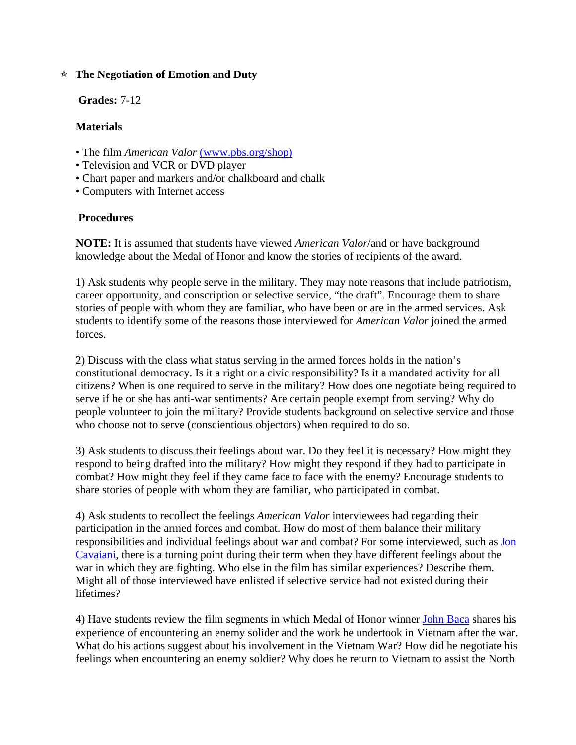## ✯ The Negotiation of Emotion and Duty

**Grades:** 7-12

**Materials**

- The film *American Valor* [(www.pbs.org/shop)](www.pbs.org/shop)
- Television and VCR or DVD player
- Chart paper and markers and/or chalkboard and chalk
- Computers with Internet access

**Procedures**

**NOTE:** It is assumed that students have viewed *American Valor*/and or have background knowledge about the Medal of Honor and know the stories of recipients of the award.

1) Ask students why people serve in the military. They may note reasons that include patriotism, career opportunity, and conscription or selective service, "the draft". Encourage them to share stories of people with whom they are familiar, who have been or are in the armed services. Ask students to identify some of the reasons those interviewed for *American Valor* joined the armed forces.

2) Discuss with the class what status serving in the armed forces holds in the nation's constitutional democracy. Is it a right or a civic responsibility? Is it a mandated activity for all citizens? When is one required to serve in the military? How does one negotiate being required to serve if he or she has anti-war sentiments? Are certain people exempt from serving? Why do people volunteer to join the military? Provide students background on selective service and those who choose not to serve (conscientious objectors) when required to do so.

3) Ask students to discuss their feelings about war. Do they feel it is necessary? How might they respond to being drafted into the military? How might they respond if they had to participate in combat? How might they feel if they came face to face with the enemy? Encourage students to share stories of people with whom they are familiar, who participated in combat.

4) Ask students to recollect the feelings *American Valor* interviewees had regarding their participation in the armed forces and combat. How do most of them balance their military responsibilities and individual feelings about war and combat? For some interviewed, such as Jon Cavaiani, there is a turning point during their term when they have different feelings about the war in which they are fighting. Who else in the film has similar experiences? Describe them. Might all of those interviewed have enlisted if selective service had not existed during their lifetimes?

4) Have students review the film segments in which Medal of Honor winner John Baca shares his experience of encountering an enemy solider and the work he undertook in Vietnam after the war. What do his actions suggest about his involvement in the Vietnam War? How did he negotiate his feelings when encountering an enemy soldier? Why does he return to Vietnam to assist the North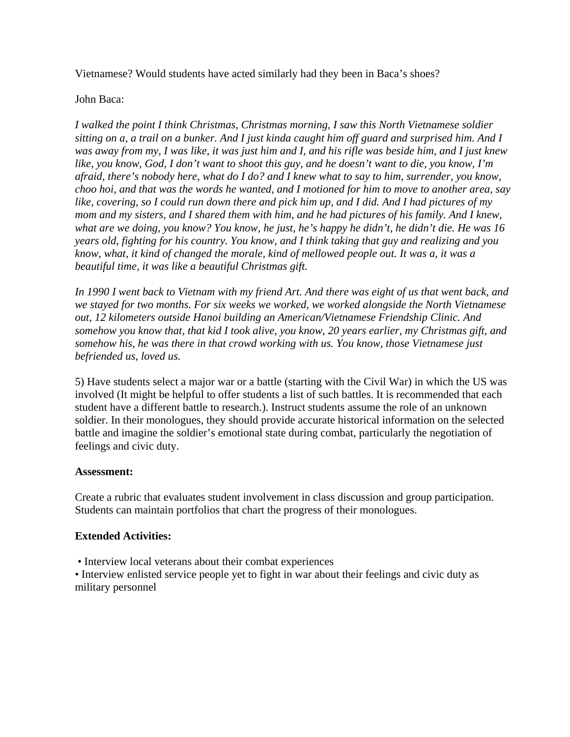Vietnamese? Would students have acted similarly had they been in Baca's shoes?

John Baca:

*I walked the point I think Christmas, Christmas morning, I saw this North Vietnamese soldier sitting on a, a trail on a bunker. And I just kinda caught him off guard and surprised him. And I was away from my, I was like, it was just him and I, and his rifle was beside him, and I just knew like, you know, God, I don't want to shoot this guy, and he doesn't want to die, you know, I'm afraid, there's nobody here, what do I do? and I knew what to say to him, surrender, you know, choo hoi, and that was the words he wanted, and I motioned for him to move to another area, say like, covering, so I could run down there and pick him up, and I did. And I had pictures of my mom and my sisters, and I shared them with him, and he had pictures of his family. And I knew, what are we doing, you know? You know, he just, he's happy he didn't, he didn't die. He was 16 years old, fighting for his country. You know, and I think taking that guy and realizing and you know, what, it kind of changed the morale, kind of mellowed people out. It was a, it was a beautiful time, it was like a beautiful Christmas gift.*

*In 1990 I went back to Vietnam with my friend Art. And there was eight of us that went back, and we stayed for two months. For six weeks we worked, we worked alongside the North Vietnamese out, 12 kilometers outside Hanoi building an American/Vietnamese Friendship Clinic. And somehow you know that, that kid I took alive, you know, 20 years earlier, my Christmas gift, and somehow his, he was there in that crowd working with us. You know, those Vietnamese just befriended us, loved us.*

5) Have students select a major war or a battle (starting with the Civil War) in which the US was involved (It might be helpful to offer students a list of such battles. It is recommended that each student have a different battle to research.). Instruct students assume the role of an unknown soldier. In their monologues, they should provide accurate historical information on the selected battle and imagine the soldier's emotional state during combat, particularly the negotiation of feelings and civic duty.

**Assessment:**

Create a rubric that evaluates student involvement in class discussion and group participation. Students can maintain portfolios that chart the progress of their monologues.

**Extended Activities:**

- Interview local veterans about their combat experiences
- Interview enlisted service people yet to fight in war about their feelings and civic duty as military personnel